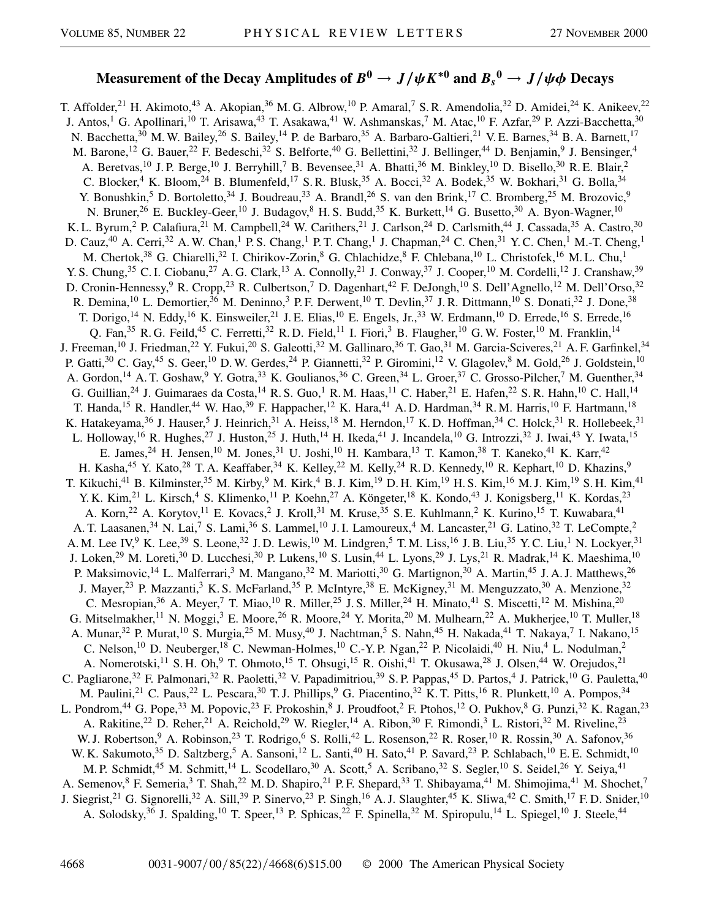# Measurement of the Decay Amplitudes of $B^0 \rightarrow J/\psi K^{*0}$ and $B_s{}^0 \rightarrow J/\psi \phi$ Decays

T. Affolder,[21] H. Akimoto,[43] A. Akopian,[36] M. G. Albrow,[10] P. Amaral,[7] S. R. Amendolia,[32] D. Amidei,[24] K. Anikeev,[22] J. Antos,[1] G. Apollinari,[10] T. Arisawa,[43] T. Asakawa,[41] W. Ashmanskas,[7] M. Atac,[10] F. Azfar,[29] P. Azzi-Bacchetta,[30] N. Bacchetta,[30] M. W. Bailey,[26] S. Bailey,[14] P. de Barbaro,[35] A. Barbaro-Galtieri,[21] V. E. Barnes,[34] B. A. Barnett,[17] M. Barone,[12] G. Bauer,[22] F. Bedeschi,[32] S. Belforte,[40] G. Bellettini,[32] J. Bellinger,[44] D. Benjamin,[9] J. Bensinger,[4] A. Beretvas,[10] J. P. Berge,[10] J. Berryhill,[7] B. Bevensee,[31] A. Bhatti,[36] M. Binkley,[10] D. Bisello,[30] R. E. Blair,[2] C. Blocker,[4] K. Bloom,[24] B. Blumenfeld,[17] S. R. Blusk,[35] A. Bocci,[32] A. Bodek,[35] W. Bokhari,[31] G. Bolla,[34] Y. Bonushkin,[5] D. Bortoletto,[34] J. Boudreau,[33] A. Brandl,[26] S. van den Brink,[17] C. Bromberg,[25] M. Brozovic,[9] N. Bruner,[26] E. Buckley-Geer,[10] J. Budagov,[8] H. S. Budd,[35] K. Burkett,[14] G. Busetto,[30] A. Byon-Wagner,[10] K. L. Byrum,[2] P. Calafiura,[21] M. Campbell,[24] W. Carithers,[21] J. Carlson,[24] D. Carlsmith,[44] J. Cassada,[35] A. Castro,[30] D. Cauz,[40] A. Cerri,[32] A. W. Chan,[1] P. S. Chang,[1] P. T. Chang,[1] J. Chapman,[24] C. Chen,[31] Y. C. Chen,[1] M.-T. Cheng,[1] M. Chertok,[38] G. Chiarelli,[32] I. Chirikov-Zorin,[8] G. Chlachidze,[8] F. Chlebana,[10] L. Christofek,[16] M. L. Chu,[1] Y. S. Chung,[35] C. I. Ciobanu,[27] A. G. Clark,[13] A. Connolly,[21] J. Conway,[37] J. Cooper,[10] M. Cordelli,[12] J. Cranshaw,[39] D. Cronin-Hennessy,[9] R. Cropp,[23] R. Culbertson,[7] D. Dagenhart,[42] F. DeJongh,[10] S. Dell'Agnello,[12] M. Dell'Orso,[32] R. Demina,[10] L. Demortier,[36] M. Deninno,[3] P. F. Derwent,[10] T. Devlin,[37] J. R. Dittmann,[10] S. Donati,[32] J. Done,[38] T. Dorigo,[14] N. Eddy,[16] K. Einsweiler,[21] J. E. Elias,[10] E. Engels, Jr.,[33] W. Erdmann,[10] D. Errede,[16] S. Errede,[16] Q. Fan,[35] R. G. Feild,[45] C. Ferretti,[32] R. D. Field,[11] I. Fiori,[3] B. Flaugher,[10] G. W. Foster,[10] M. Franklin,[14] J. Freeman,[10] J. Friedman,[22] Y. Fukui,[20] S. Galeotti,[32] M. Gallinaro,[36] T. Gao,[31] M. Garcia-Sciveres,[21] A. F. Garfinkel,[34] P. Gatti,[30] C. Gay,[45] S. Geer,[10] D. W. Gerdes,[24] P. Giannetti,[32] P. Giromini,[12] V. Glagolev,[8] M. Gold,[26] J. Goldstein,[10] A. Gordon,[14] A. T. Goshaw,[9] Y. Gotra,[33] K. Goulianos,[36] C. Green,[34] L. Groer,[37] C. Grosso-Pilcher,[7] M. Guenther,[34] G. Guillian,[24] J. Guimaraes da Costa,[14] R. S. Guo,[1] R. M. Haas,[11] C. Haber,[21] E. Hafen,[22] S. R. Hahn,[10] C. Hall,[14] T. Handa,[15] R. Handler,[44] W. Hao,[39] F. Happacher,[12] K. Hara,[41] A. D. Hardman,[34] R. M. Harris,[10] F. Hartmann,[18] K. Hatakeyama,[36] J. Hauser,[5] J. Heinrich,[31] A. Heiss,[18] M. Herndon,[17] K. D. Hoffman,[34] C. Holck,[31] R. Hollebeek,[31] L. Holloway,[16] R. Hughes,[27] J. Huston,[25] J. Huth,[14] H. Ikeda,[41] J. Incandela,[10] G. Introzzi,[32] J. Iwai,[43] Y. Iwata,[15] E. James,[24] H. Jensen,[10] M. Jones,[31] U. Joshi,[10] H. Kambara,[13] T. Kamon,[38] T. Kaneko,[41] K. Karr,[42] H. Kasha,[45] Y. Kato,[28] T. A. Keaffaber,[34] K. Kelley,[22] M. Kelly,[24] R. D. Kennedy,[10] R. Kephart,[10] D. Khazins,[9] T. Kikuchi,[41] B. Kilminster,[35] M. Kirby,[9] M. Kirk,[4] B. J. Kim,[19] D. H. Kim,[19] H. S. Kim,[16] M. J. Kim,[19] S. H. Kim,[41] Y. K. Kim,[21] L. Kirsch,[4] S. Klimenko,[11] P. Koehn,[27] A. Köngeter,[18] K. Kondo,[43] J. Konigsberg,[11] K. Kordas,[23] A. Korn,[22] A. Korytov,[11] E. Kovacs,[2] J. Kroll,[31] M. Kruse,[35] S. E. Kuhlmann,[2] K. Kurino,[15] T. Kuwabara,[41] A. T. Laasanen,[34] N. Lai,[7] S. Lami,[36] S. Lammel,[10] J. I. Lamoureux,[4] M. Lancaster,[21] G. Latino,[32] T. LeCompte,[2] A. M. Lee IV,[9] K. Lee,[39] S. Leone,[32] J. D. Lewis,[10] M. Lindgren,[5] T. M. Liss,[16] J. B. Liu,[35] Y. C. Liu,[1] N. Lockyer,[31] J. Loken,[29] M. Loreti,[30] D. Lucchesi,[30] P. Lukens,[10] S. Lusin,[44] L. Lyons,[29] J. Lys,[21] R. Madrak,[14] K. Maeshima,[10] P. Maksimovic,[14] L. Malferrari,[3] M. Mangano,[32] M. Mariotti,[30] G. Martignon,[30] A. Martin,[45] J. A. J. Matthews,[26] J. Mayer,[23] P. Mazzanti,[3] K. S. McFarland,[35] P. McIntyre,[38] E. McKigney,[31] M. Menguzzato,[30] A. Menzione,[32] C. Mesropian,[36] A. Meyer,[7] T. Miao,[10] R. Miller,[25] J. S. Miller,[24] H. Minato,[41] S. Miscetti,[12] M. Mishina,[20] G. Mitselmakher,[11] N. Moggi,[3] E. Moore,[26] R. Moore,[24] Y. Morita,[20] M. Mulhearn,[22] A. Mukherjee,[10] T. Muller,[18] A. Munar,[32] P. Murat,[10] S. Murgia,[25] M. Musy,[40] J. Nachtman,[5] S. Nahn,[45] H. Nakada,[41] T. Nakaya,[7] I. Nakano,[15] C. Nelson,[10] D. Neuberger,[18] C. Newman-Holmes,[10] C.-Y. P. Ngan,[22] P. Nicolaidi,[40] H. Niu,[4] L. Nodulman,[2] A. Nomerotski,[11] S. H. Oh,[9] T. Ohmoto,[15] T. Ohsugi,[15] R. Oishi,[41] T. Okusawa,[28] J. Olsen,[44] W. Orejudos,[21] C. Pagliarone,[32] F. Palmonari,[32] R. Paoletti,[32] V. Papadimitriou,[39] S. P. Pappas,[45] D. Partos,[4] J. Patrick,[10] G. Pauletta,[40] M. Paulini,[21] C. Paus,[22] L. Pescara,[30] T. J. Phillips,[9] G. Piacentino,[32] K. T. Pitts,[16] R. Plunkett,[10] A. Pompos,[34] L. Pondrom,[44] G. Pope,[33] M. Popovic,[23] F. Prokoshin,[8] J. Proudfoot,[2] F. Ptohos,[12] O. Pukhov,[8] G. Punzi,[32] K. Ragan,[23] A. Rakitine,[22] D. Reher,[21] A. Reichold,[29] W. Riegler,[14] A. Ribon,[30] F. Rimondi,[3] L. Ristori,[32] M. Riveline,[23] W. J. Robertson,[9] A. Robinson,[23] T. Rodrigo,[6] S. Rolli,[42] L. Rosenson,[22] R. Roser,[10] R. Rossin,[30] A. Safonov,[36] W. K. Sakumoto,[35] D. Saltzberg,[5] A. Sansoni,[12] L. Santi,[40] H. Sato,[41] P. Savard,[23] P. Schlabach,[10] E. E. Schmidt,[10] M. P. Schmidt,[45] M. Schmitt,[14] L. Scodellaro,[30] A. Scott,[5] A. Scribano,[32] S. Segler,[10] S. Seidel,[26] Y. Seiya,[41] A. Semenov,[8] F. Semeria,[3] T. Shah,[22] M. D. Shapiro,[21] P. F. Shepard,[33] T. Shibayama,[41] M. Shimojima,[41] M. Shochet,[7] J. Siegrist,[21] G. Signorelli,[32] A. Sill,[39] P. Sinervo,[23] P. Singh,[16] A. J. Slaughter,[45] K. Sliwa,[42] C. Smith,[17] F. D. Snider,[10] A. Solodsky,[36] J. Spalding,[10] T. Speer,[13] P. Sphicas,[22] F. Spinella,[32] M. Spiropulu,[14] L. Spiegel,[10] J. Steele,[44]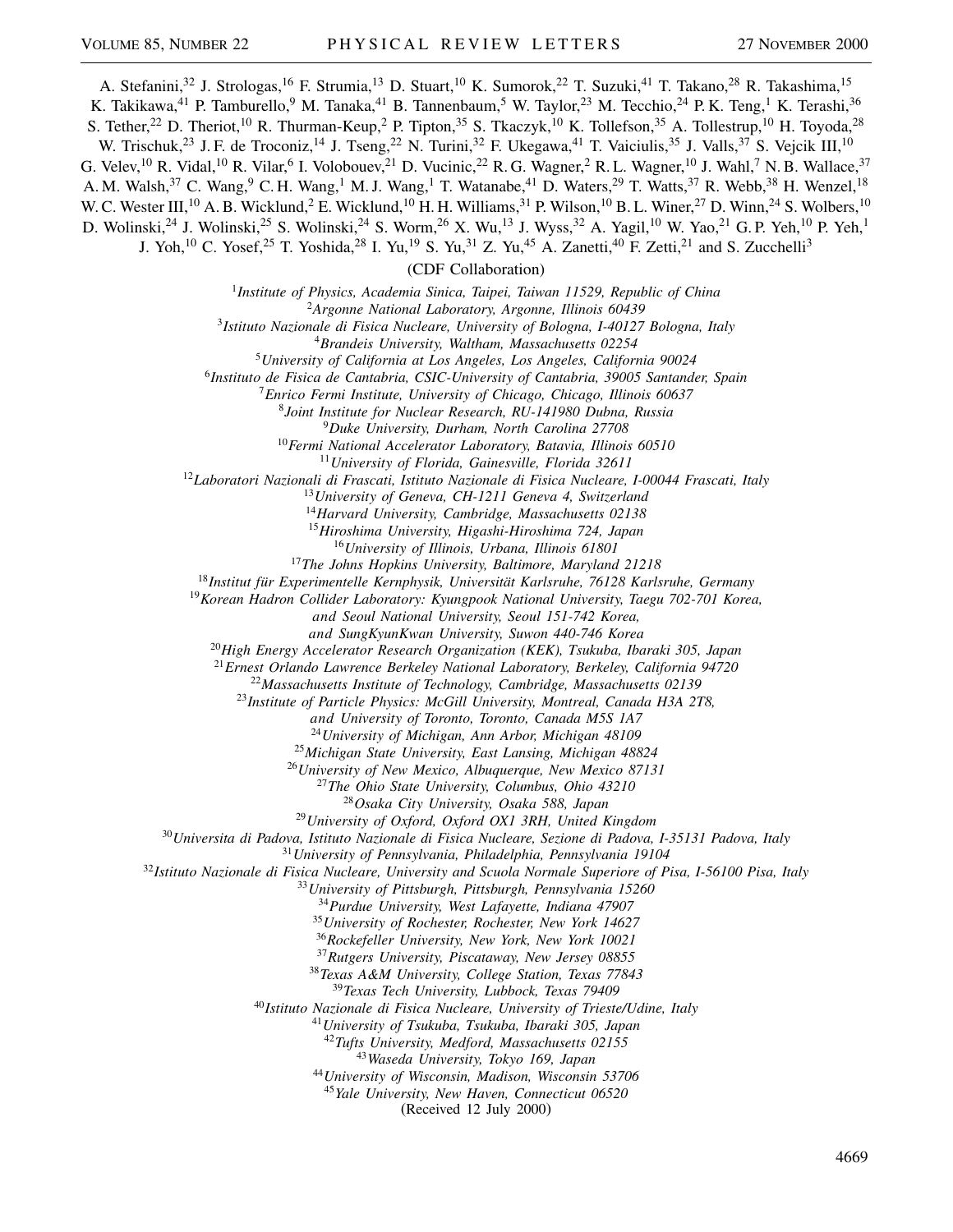A. Stefanini,[32] J. Strologas,[16] F. Strumia,[13] D. Stuart,[10] K. Sumorok,[22] T. Suzuki,[41] T. Takano,[28] R. Takashima,[15] K. Takikawa,[41] P. Tamburello,[9] M. Tanaka,[41] B. Tannenbaum,[5] W. Taylor,[23] M. Tecchio,[24] P. K. Teng,[1] K. Terashi,[36] S. Tether,[22] D. Theriot,[10] R. Thurman-Keup,[2] P. Tipton,[35] S. Tkaczyk,[10] K. Tollefson,[35] A. Tollestrup,[10] H. Toyoda,[28] W. Trischuk,[23] J. F. de Troconiz,[14] J. Tseng,[22] N. Turini,[32] F. Ukegawa,[41] T. Vaiciulis,[35] J. Valls,[37] S. Vejcik III,[10] G. Velev,[10] R. Vidal,[10] R. Vilar,[6] I. Volobouev,[21] D. Vucinic,[22] R. G. Wagner,[2] R. L. Wagner,[10] J. Wahl,[7] N. B. Wallace,[37] A. M. Walsh,[37] C. Wang,[9] C. H. Wang,[1] M. J. Wang,[1] T. Watanabe,[41] D. Waters,[29] T. Watts,[37] R. Webb,[38] H. Wenzel,[18] W. C. Wester III,[10] A. B. Wicklund,[2] E. Wicklund,[10] H. H. Williams,[31] P. Wilson,[10] B. L. Winer,[27] D. Winn,[24] S. Wolbers,[10] D. Wolinski,[24] J. Wolinski,[25] S. Wolinski,[24] S. Worm,[26] X. Wu,[13] J. Wyss,[32] A. Yagil,[10] W. Yao,[21] G. P. Yeh,[10] P. Yeh,[1] J. Yoh,[10] C. Yosef,[25] T. Yoshida,[28] I. Yu,[19] S. Yu,[31] Z. Yu,[45] A. Zanetti,[40] F. Zetti,[21] and S. Zucchelli[3]

(CDF Collaboration)

[1]*Institute of Physics, Academia Sinica, Taipei, Taiwan 11529, Republic of China*
[2]*Argonne National Laboratory, Argonne, Illinois 60439*
[3]*Istituto Nazionale di Fisica Nucleare, University of Bologna, I-40127 Bologna, Italy*
[4]*Brandeis University, Waltham, Massachusetts 02254*
[5]*University of California at Los Angeles, Los Angeles, California 90024*
[6]*Instituto de Fisica de Cantabria, CSIC-University of Cantabria, 39005 Santander, Spain*
[7]*Enrico Fermi Institute, University of Chicago, Chicago, Illinois 60637*
[8]*Joint Institute for Nuclear Research, RU-141980 Dubna, Russia*
[9]*Duke University, Durham, North Carolina 27708*
[10]*Fermi National Accelerator Laboratory, Batavia, Illinois 60510*
[11]*University of Florida, Gainesville, Florida 32611*
[12]*Laboratori Nazionali di Frascati, Istituto Nazionale di Fisica Nucleare, I-00044 Frascati, Italy*
[13]*University of Geneva, CH-1211 Geneva 4, Switzerland*
[14]*Harvard University, Cambridge, Massachusetts 02138*
[15]*Hiroshima University, Higashi-Hiroshima 724, Japan*
[16]*University of Illinois, Urbana, Illinois 61801*
[17]*The Johns Hopkins University, Baltimore, Maryland 21218*
[18]*Institut für Experimentelle Kernphysik, Universität Karlsruhe, 76128 Karlsruhe, Germany*
[19]*Korean Hadron Collider Laboratory: Kyungpook National University, Taegu 702-701 Korea, and Seoul National University, Seoul 151-742 Korea, and SungKyunKwan University, Suwon 440-746 Korea*
[20]*High Energy Accelerator Research Organization (KEK), Tsukuba, Ibaraki 305, Japan*
[21]*Ernest Orlando Lawrence Berkeley National Laboratory, Berkeley, California 94720*
[22]*Massachusetts Institute of Technology, Cambridge, Massachusetts 02139*
[23]*Institute of Particle Physics: McGill University, Montreal, Canada H3A 2T8, and University of Toronto, Toronto, Canada M5S 1A7*
[24]*University of Michigan, Ann Arbor, Michigan 48109*
[25]*Michigan State University, East Lansing, Michigan 48824*
[26]*University of New Mexico, Albuquerque, New Mexico 87131*
[27]*The Ohio State University, Columbus, Ohio 43210*
[28]*Osaka City University, Osaka 588, Japan*
[29]*University of Oxford, Oxford OX1 3RH, United Kingdom*
[30]*Universita di Padova, Istituto Nazionale di Fisica Nucleare, Sezione di Padova, I-35131 Padova, Italy*
[31]*University of Pennsylvania, Philadelphia, Pennsylvania 19104*
[32]*Istituto Nazionale di Fisica Nucleare, University and Scuola Normale Superiore of Pisa, I-56100 Pisa, Italy*
[33]*University of Pittsburgh, Pittsburgh, Pennsylvania 15260*
[34]*Purdue University, West Lafayette, Indiana 47907*
[35]*University of Rochester, Rochester, New York 14627*
[36]*Rockefeller University, New York, New York 10021*
[37]*Rutgers University, Piscataway, New Jersey 08855*
[38]*Texas A&M University, College Station, Texas 77843*
[39]*Texas Tech University, Lubbock, Texas 79409*
[40]*Istituto Nazionale di Fisica Nucleare, University of Trieste/Udine, Italy*
[41]*University of Tsukuba, Tsukuba, Ibaraki 305, Japan*
[42]*Tufts University, Medford, Massachusetts 02155*
[43]*Waseda University, Tokyo 169, Japan*
[44]*University of Wisconsin, Madison, Wisconsin 53706*
[45]*Yale University, New Haven, Connecticut 06520*

(Received 12 July 2000)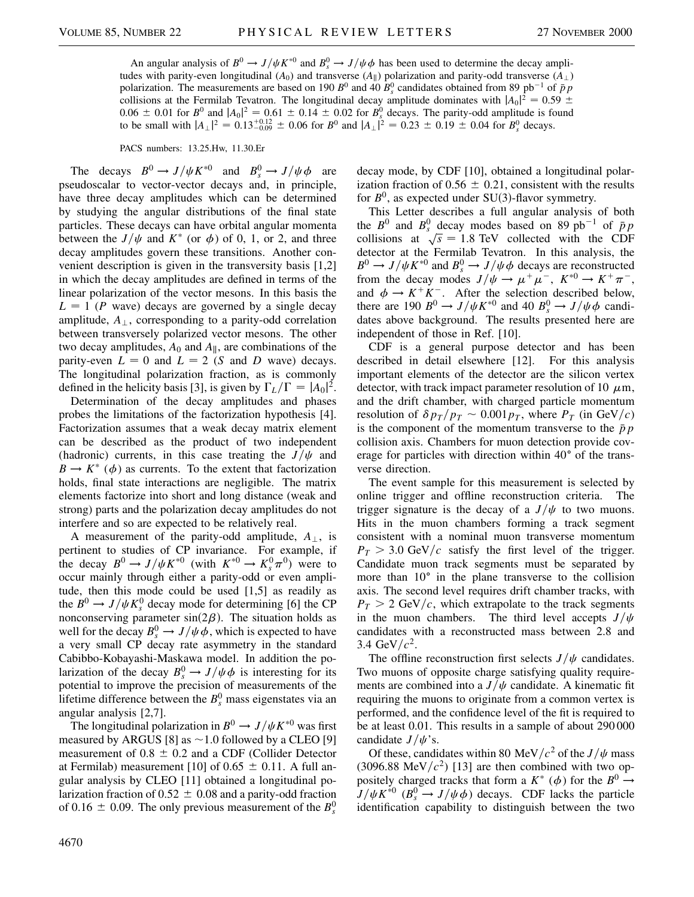An angular analysis of $B^0 \to J/\psi K^{*0}$ and $B_s^0 \to J/\psi \phi$ has been used to determine the decay amplitudes with parity-even longitudinal ($A_0$) and transverse ($A_\parallel$) polarization and parity-odd transverse ($A_\perp$) polarization. The measurements are based on 190 $B^0$ and 40 $B_s^0$ candidates obtained from 89 pb$^{-1}$ of $\bar{p}p$ collisions at the Fermilab Tevatron. The longitudinal decay amplitude dominates with $|A_0|^2 = 0.59 \pm 0.06 \pm 0.01$ for $B^0$ and $|A_0|^2 = 0.61 \pm 0.14 \pm 0.02$ for $B_s^0$ decays. The parity-odd amplitude is found to be small with $|A_\perp|^2 = 0.13^{+0.12}_{-0.09} \pm 0.06$ for $B^0$ and $|A_\perp|^2 = 0.23 \pm 0.19 \pm 0.04$ for $B_s^0$ decays.

PACS numbers: 13.25.Hw, 11.30.Er

The decays $B^0 \to J/\psi K^{*0}$ and $B_s^0 \to J/\psi \phi$ are pseudoscalar to vector-vector decays and, in principle, have three decay amplitudes which can be determined by studying the angular distributions of the final state particles. These decays can have orbital angular momenta between the $J/\psi$ and $K^*$ (or $\phi$) of 0, 1, or 2, and three decay amplitudes govern these transitions. Another convenient description is given in the transversity basis [1,2] in which the decay amplitudes are defined in terms of the linear polarization of the vector mesons. In this basis the $L = 1$ ($P$ wave) decays are governed by a single decay amplitude, $A_\perp$, corresponding to a parity-odd correlation between transversely polarized vector mesons. The other two decay amplitudes, $A_0$ and $A_\parallel$, are combinations of the parity-even $L = 0$ and $L = 2$ ($S$ and $D$ wave) decays. The longitudinal polarization fraction, as is commonly defined in the helicity basis [3], is given by $\Gamma_L/\Gamma = |A_0|^2$.

Determination of the decay amplitudes and phases probes the limitations of the factorization hypothesis [4]. Factorization assumes that a weak decay matrix element can be described as the product of two independent (hadronic) currents, in this case treating the $J/\psi$ and $B \to K^*$ ($\phi$) as currents. To the extent that factorization holds, final state interactions are negligible. The matrix elements factorize into short and long distance (weak and strong) parts and the polarization decay amplitudes do not interfere and so are expected to be relatively real.

A measurement of the parity-odd amplitude, $A_\perp$, is pertinent to studies of CP invariance. For example, if the decay $B^0 \to J/\psi K^{*0}$ (with $K^{*0} \to K_s^0 \pi^0$) were to occur mainly through either a parity-odd or even amplitude, then this mode could be used [1,5] as readily as the $B^0 \to J/\psi K_s^0$ decay mode for determining [6] the CP nonconserving parameter $\sin(2\beta)$. The situation holds as well for the decay $B_s^0 \to J/\psi \phi$, which is expected to have a very small CP decay rate asymmetry in the standard Cabibbo-Kobayashi-Maskawa model. In addition the polarization of the decay $B_s^0 \to J/\psi \phi$ is interesting for its potential to improve the precision of measurements of the lifetime difference between the $B_s^0$ mass eigenstates via an angular analysis [2,7].

The longitudinal polarization in $B^0 \to J/\psi K^{*0}$ was first measured by ARGUS [8] as $\sim$1.0 followed by a CLEO [9] measurement of $0.8 \pm 0.2$ and a CDF (Collider Detector at Fermilab) measurement [10] of $0.65 \pm 0.11$. A full angular analysis by CLEO [11] obtained a longitudinal polarization fraction of $0.52 \pm 0.08$ and a parity-odd fraction of $0.16 \pm 0.09$. The only previous measurement of the $B_s^0$ decay mode, by CDF [10], obtained a longitudinal polarization fraction of $0.56 \pm 0.21$, consistent with the results for $B^0$, as expected under SU(3)-flavor symmetry.

This Letter describes a full angular analysis of both the $B^0$ and $B_s^0$ decay modes based on 89 pb$^{-1}$ of $\bar{p}p$ collisions at $\sqrt{s} = 1.8$ TeV collected with the CDF detector at the Fermilab Tevatron. In this analysis, the $B^0 \to J/\psi K^{*0}$ and $B_s^0 \to J/\psi \phi$ decays are reconstructed from the decay modes $J/\psi \to \mu^+\mu^-$, $K^{*0} \to K^+\pi^-$, and $\phi \to K^+K^-$. After the selection described below, there are 190 $B^0 \to J/\psi K^{*0}$ and 40 $B_s^0 \to J/\psi \phi$ candidates above background. The results presented here are independent of those in Ref. [10].

CDF is a general purpose detector and has been described in detail elsewhere [12]. For this analysis important elements of the detector are the silicon vertex detector, with track impact parameter resolution of 10 $\mu$m, and the drift chamber, with charged particle momentum resolution of $\delta p_T/p_T \sim 0.001 p_T$, where $P_T$ (in GeV/$c$) is the component of the momentum transverse to the $\bar{p}p$ collision axis. Chambers for muon detection provide coverage for particles with direction within 40° of the transverse direction.

The event sample for this measurement is selected by online trigger and offline reconstruction criteria. The trigger signature is the decay of a $J/\psi$ to two muons. Hits in the muon chambers forming a track segment consistent with a nominal muon transverse momentum $P_T > 3.0$ GeV/$c$ satisfy the first level of the trigger. Candidate muon track segments must be separated by more than 10° in the plane transverse to the collision axis. The second level requires drift chamber tracks, with $P_T > 2$ GeV/$c$, which extrapolate to the track segments in the muon chambers. The third level accepts $J/\psi$ candidates with a reconstructed mass between 2.8 and 3.4 GeV/$c^2$.

The offline reconstruction first selects $J/\psi$ candidates. Two muons of opposite charge satisfying quality requirements are combined into a $J/\psi$ candidate. A kinematic fit requiring the muons to originate from a common vertex is performed, and the confidence level of the fit is required to be at least 0.01. This results in a sample of about 290 000 candidate $J/\psi$'s.

Of these, candidates within 80 MeV/$c^2$ of the $J/\psi$ mass (3096.88 MeV/$c^2$) [13] are then combined with two oppositely charged tracks that form a $K^*$ ($\phi$) for the $B^0 \to J/\psi K^{*0}$ ($B_s^0 \to J/\psi \phi$) decays. CDF lacks the particle identification capability to distinguish between the two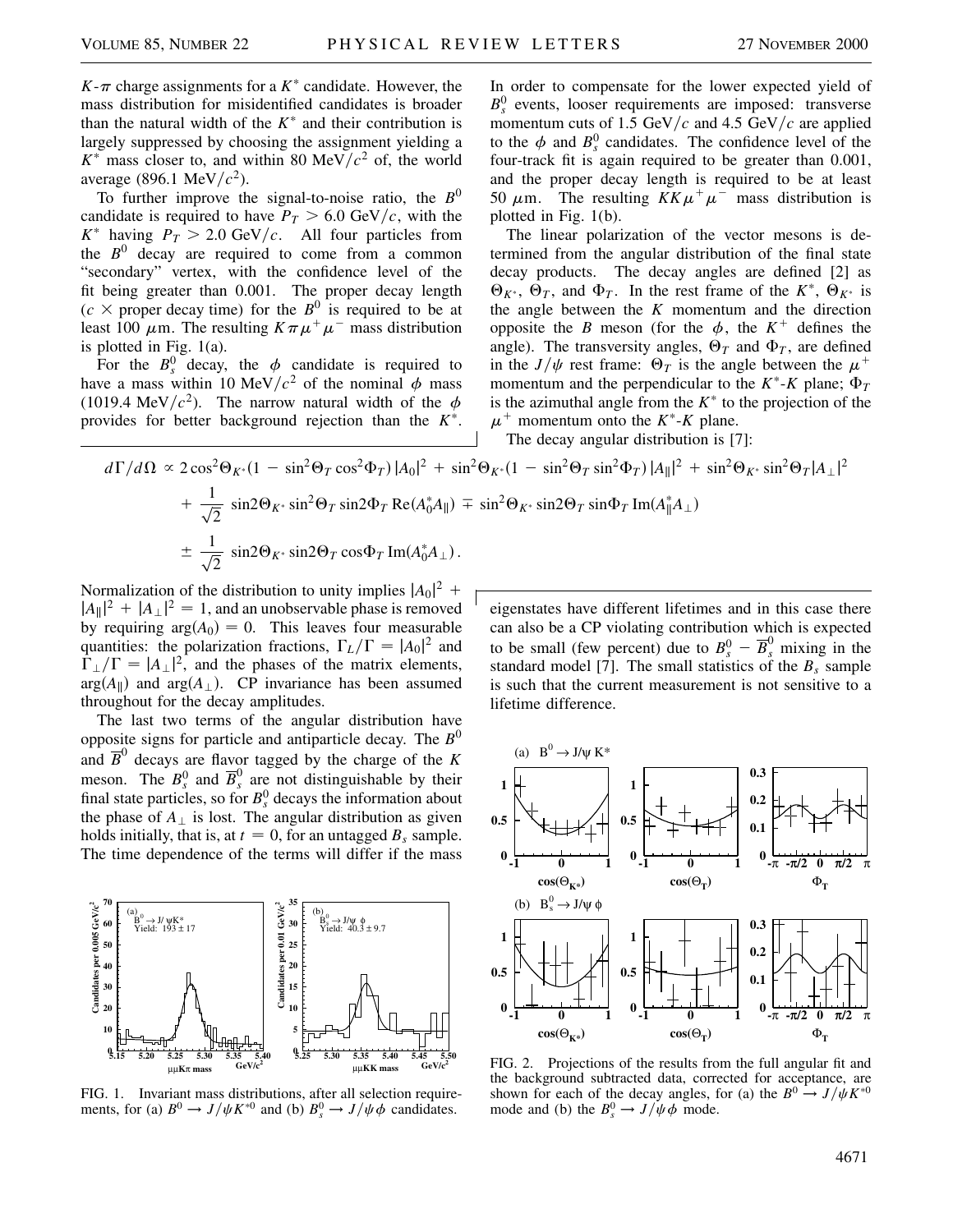$K$-$\pi$ charge assignments for a $K^*$ candidate. However, the mass distribution for misidentified candidates is broader than the natural width of the $K^*$ and their contribution is largely suppressed by choosing the assignment yielding a $K^*$ mass closer to, and within 80 MeV/$c^2$ of, the world average (896.1 MeV/$c^2$).

To further improve the signal-to-noise ratio, the $B^0$ candidate is required to have $P_T > 6.0$ GeV/$c$, with the $K^*$ having $P_T > 2.0$ GeV/$c$. All four particles from the $B^0$ decay are required to come from a common "secondary" vertex, with the confidence level of the fit being greater than 0.001. The proper decay length ($c \times$ proper decay time) for the $B^0$ is required to be at least 100 $\mu$m. The resulting $K\pi\mu^+\mu^-$ mass distribution is plotted in Fig. 1(a).

For the $B_s^0$ decay, the $\phi$ candidate is required to have a mass within 10 MeV/$c^2$ of the nominal $\phi$ mass (1019.4 MeV/$c^2$). The narrow natural width of the $\phi$ provides for better background rejection than the $K^*$. In order to compensate for the lower expected yield of $B_s^0$ events, looser requirements are imposed: transverse momentum cuts of 1.5 GeV/$c$ and 4.5 GeV/$c$ are applied to the $\phi$ and $B_s^0$ candidates. The confidence level of the four-track fit is again required to be greater than 0.001, and the proper decay length is required to be at least 50 $\mu$m. The resulting $KK\mu^+\mu^-$ mass distribution is plotted in Fig. 1(b).

The linear polarization of the vector mesons is determined from the angular distribution of the final state decay products. The decay angles are defined [2] as $\Theta_{K^*}$, $\Theta_T$, and $\Phi_T$. In the rest frame of the $K^*$, $\Theta_{K^*}$ is the angle between the $K$ momentum and the direction opposite the $B$ meson (for the $\phi$, the $K^+$ defines the angle). The transversity angles, $\Theta_T$ and $\Phi_T$, are defined in the $J/\psi$ rest frame: $\Theta_T$ is the angle between the $\mu^+$ momentum and the perpendicular to the $K^*$-$K$ plane; $\Phi_T$ is the azimuthal angle from the $K^*$ to the projection of the $\mu^+$ momentum onto the $K^*$-$K$ plane.

The decay angular distribution is [7]:

$$
\begin{aligned}
d\Gamma/d\Omega \propto\ & 2\cos^2\Theta_{K^*}(1 - \sin^2\Theta_T\cos^2\Phi_T)\,|A_0|^2 + \sin^2\Theta_{K^*}(1 - \sin^2\Theta_T\sin^2\Phi_T)\,|A_\parallel|^2 + \sin^2\Theta_{K^*}\sin^2\Theta_T|A_\perp|^2 \\
&+ \frac{1}{\sqrt{2}}\sin 2\Theta_{K^*}\sin^2\Theta_T\sin 2\Phi_T\,\mathrm{Re}(A_0^* A_\parallel) \mp \sin^2\Theta_{K^*}\sin 2\Theta_T\sin\Phi_T\,\mathrm{Im}(A_\parallel^* A_\perp) \\
&\pm \frac{1}{\sqrt{2}}\sin 2\Theta_{K^*}\sin 2\Theta_T\cos\Phi_T\,\mathrm{Im}(A_0^* A_\perp)\,.
\end{aligned}
$$

Normalization of the distribution to unity implies $|A_0|^2 + |A_\parallel|^2 + |A_\perp|^2 = 1$, and an unobservable phase is removed by requiring $\arg(A_0) = 0$. This leaves four measurable quantities: the polarization fractions, $\Gamma_L/\Gamma = |A_0|^2$ and $\Gamma_\perp/\Gamma = |A_\perp|^2$, and the phases of the matrix elements, $\arg(A_\parallel)$ and $\arg(A_\perp)$. CP invariance has been assumed throughout for the decay amplitudes.

The last two terms of the angular distribution have opposite signs for particle and antiparticle decay. The $B^0$ and $\overline{B}^0$ decays are flavor tagged by the charge of the $K$ meson. The $B_s^0$ and $\overline{B}_s^0$ are not distinguishable by their final state particles, so for $B_s^0$ decays the information about the phase of $A_\perp$ is lost. The angular distribution as given holds initially, that is, at $t = 0$, for an untagged $B_s$ sample. The time dependence of the terms will differ if the mass eigenstates have different lifetimes and in this case there can also be a CP violating contribution which is expected to be small (few percent) due to $B_s^0 - \overline{B}_s^0$ mixing in the standard model [7]. The small statistics of the $B_s$ sample is such that the current measurement is not sensitive to a lifetime difference.

FIG. 1. Invariant mass distributions, after all selection requirements, for (a) $B^0 \to J/\psi K^{*0}$ and (b) $B_s^0 \to J/\psi\phi$ candidates.

FIG. 2. Projections of the results from the full angular fit and the background subtracted data, corrected for acceptance, are shown for each of the decay angles, for (a) the $B^0 \to J/\psi K^{*0}$ mode and (b) the $B_s^0 \to J/\psi\phi$ mode.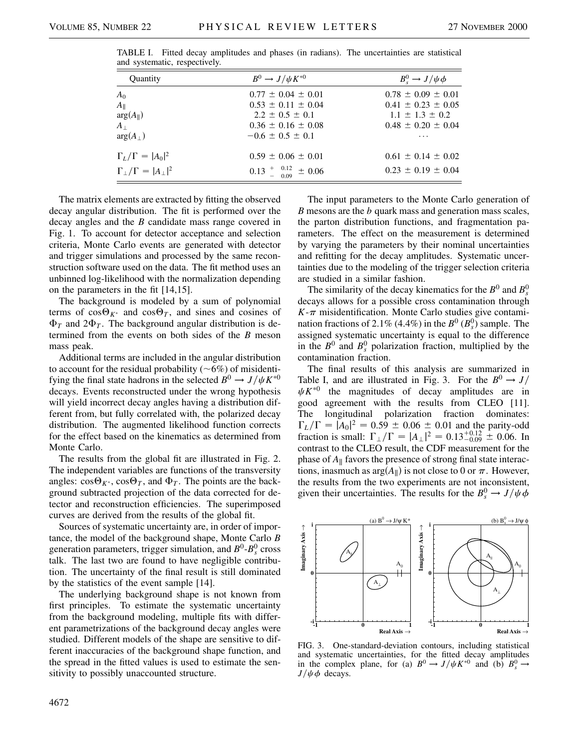TABLE I. Fitted decay amplitudes and phases (in radians). The uncertainties are statistical and systematic, respectively.

| Quantity | $B^0 \to J/\psi K^{*0}$ | $B_s^0 \to J/\psi \phi$ |
|---|---|---|
| $A_0$ | $0.77 \pm 0.04 \pm 0.01$ | $0.78 \pm 0.09 \pm 0.01$ |
| $A_\parallel$ | $0.53 \pm 0.11 \pm 0.04$ | $0.41 \pm 0.23 \pm 0.05$ |
| $\arg(A_\parallel)$ | $2.2 \pm 0.5 \pm 0.1$ | $1.1 \pm 1.3 \pm 0.2$ |
| $A_\perp$ | $0.36 \pm 0.16 \pm 0.08$ | $0.48 \pm 0.20 \pm 0.04$ |
| $\arg(A_\perp)$ | $-0.6 \pm 0.5 \pm 0.1$ | ⋯ |
| $\Gamma_L/\Gamma = \lvert A_0\rvert^2$ | $0.59 \pm 0.06 \pm 0.01$ | $0.61 \pm 0.14 \pm 0.02$ |
| $\Gamma_\perp/\Gamma = \lvert A_\perp\rvert^2$ | $0.13^{+0.12}_{-0.09} \pm 0.06$ | $0.23 \pm 0.19 \pm 0.04$ |

The matrix elements are extracted by fitting the observed decay angular distribution. The fit is performed over the decay angles and the $B$ candidate mass range covered in Fig. 1. To account for detector acceptance and selection criteria, Monte Carlo events are generated with detector and trigger simulations and processed by the same reconstruction software used on the data. The fit method uses an unbinned log-likelihood with the normalization depending on the parameters in the fit [14,15].

The background is modeled by a sum of polynomial terms of $\cos\Theta_{K^*}$ and $\cos\Theta_T$, and sines and cosines of $\Phi_T$ and $2\Phi_T$. The background angular distribution is determined from the events on both sides of the $B$ meson mass peak.

Additional terms are included in the angular distribution to account for the residual probability ($\sim$6%) of misidentifying the final state hadrons in the selected $B^0 \to J/\psi K^{*0}$ decays. Events reconstructed under the wrong hypothesis will yield incorrect decay angles having a distribution different from, but fully correlated with, the polarized decay distribution. The augmented likelihood function corrects for the effect based on the kinematics as determined from Monte Carlo.

The results from the global fit are illustrated in Fig. 2. The independent variables are functions of the transversity angles: $\cos\Theta_{K^*}$, $\cos\Theta_T$, and $\Phi_T$. The points are the background subtracted projection of the data corrected for detector and reconstruction efficiencies. The superimposed curves are derived from the results of the global fit.

Sources of systematic uncertainty are, in order of importance, the model of the background shape, Monte Carlo $B$ generation parameters, trigger simulation, and $B^0$-$B_s^0$ cross talk. The last two are found to have negligible contribution. The uncertainty of the final result is still dominated by the statistics of the event sample [14].

The underlying background shape is not known from first principles. To estimate the systematic uncertainty from the background modeling, multiple fits with different parametrizations of the background decay angles were studied. Different models of the shape are sensitive to different inaccuracies of the background shape function, and the spread in the fitted values is used to estimate the sensitivity to possibly unaccounted structure.

The input parameters to the Monte Carlo generation of $B$ mesons are the $b$ quark mass and generation mass scales, the parton distribution functions, and fragmentation parameters. The effect on the measurement is determined by varying the parameters by their nominal uncertainties and refitting for the decay amplitudes. Systematic uncertainties due to the modeling of the trigger selection criteria are studied in a similar fashion.

The similarity of the decay kinematics for the $B^0$ and $B_s^0$ decays allows for a possible cross contamination through $K$-$\pi$ misidentification. Monte Carlo studies give contamination fractions of 2.1% (4.4%) in the $B^0$ ($B_s^0$) sample. The assigned systematic uncertainty is equal to the difference in the $B^0$ and $B_s^0$ polarization fraction, multiplied by the contamination fraction.

The final results of this analysis are summarized in Table I, and are illustrated in Fig. 3. For the $B^0 \to J/\psi K^{*0}$ the magnitudes of decay amplitudes are in good agreement with the results from CLEO [11]. The longitudinal polarization fraction dominates: $\Gamma_L/\Gamma = |A_0|^2 = 0.59 \pm 0.06 \pm 0.01$ and the parity-odd fraction is small: $\Gamma_\perp/\Gamma = |A_\perp|^2 = 0.13^{+0.12}_{-0.09} \pm 0.06$. In contrast to the CLEO result, the CDF measurement for the phase of $A_\parallel$ favors the presence of strong final state interactions, inasmuch as $\arg(A_\parallel)$ is not close to 0 or $\pi$. However, the results from the two experiments are not inconsistent, given their uncertainties. The results for the $B_s^0 \to J/\psi \phi$

FIG. 3. One-standard-deviation contours, including statistical and systematic uncertainties, for the fitted decay amplitudes in the complex plane, for (a) $B^0 \to J/\psi K^{*0}$ and (b) $B_s^0 \to J/\psi \phi$ decays.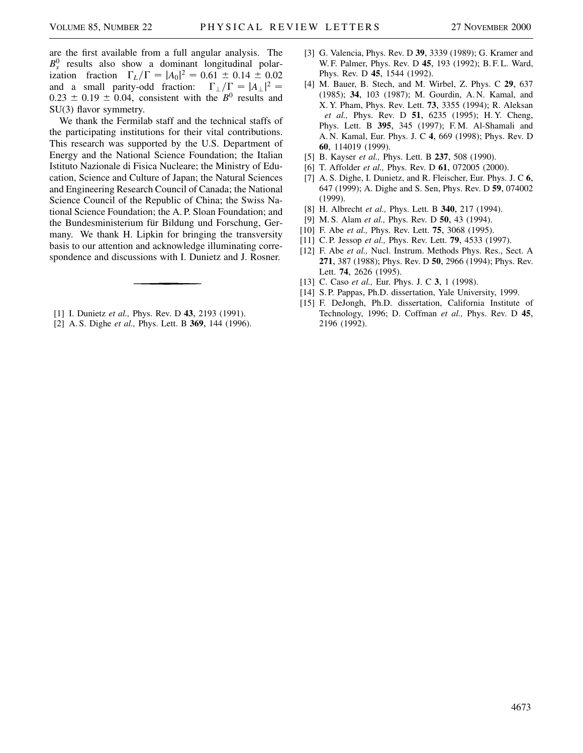are the first available from a full angular analysis. The $B_s^0$ results also show a dominant longitudinal polarization fraction $\Gamma_L/\Gamma = |A_0|^2 = 0.61 \pm 0.14 \pm 0.02$ and a small parity-odd fraction: $\Gamma_\perp/\Gamma = |A_\perp|^2 = 0.23 \pm 0.19 \pm 0.04$, consistent with the $B^0$ results and SU(3) flavor symmetry.

We thank the Fermilab staff and the technical staffs of the participating institutions for their vital contributions. This research was supported by the U.S. Department of Energy and the National Science Foundation; the Italian Istituto Nazionale di Fisica Nucleare; the Ministry of Education, Science and Culture of Japan; the Natural Sciences and Engineering Research Council of Canada; the National Science Council of the Republic of China; the Swiss National Science Foundation; the A. P. Sloan Foundation; and the Bundesministerium für Bildung und Forschung, Germany. We thank H. Lipkin for bringing the transversity basis to our attention and acknowledge illuminating correspondence and discussions with I. Dunietz and J. Rosner.

---

[1] I. Dunietz *et al.,* Phys. Rev. D **43**, 2193 (1991).

[2] A. S. Dighe *et al.,* Phys. Lett. B **369**, 144 (1996).

[3] G. Valencia, Phys. Rev. D **39**, 3339 (1989); G. Kramer and W. F. Palmer, Phys. Rev. D **45**, 193 (1992); B. F. L. Ward, Phys. Rev. D **45**, 1544 (1992).

[4] M. Bauer, B. Stech, and M. Wirbel, Z. Phys. C **29**, 637 (1985); **34**, 103 (1987); M. Gourdin, A. N. Kamal, and X. Y. Pham, Phys. Rev. Lett. **73**, 3355 (1994); R. Aleksan *et al.,* Phys. Rev. D **51**, 6235 (1995); H. Y. Cheng, Phys. Lett. B **395**, 345 (1997); F. M. Al-Shamali and A. N. Kamal, Eur. Phys. J. C **4**, 669 (1998); Phys. Rev. D **60**, 114019 (1999).

[5] B. Kayser *et al.,* Phys. Lett. B **237**, 508 (1990).

[6] T. Affolder *et al.,* Phys. Rev. D **61**, 072005 (2000).

[7] A. S. Dighe, I. Dunietz, and R. Fleischer, Eur. Phys. J. C **6**, 647 (1999); A. Dighe and S. Sen, Phys. Rev. D **59**, 074002 (1999).

[8] H. Albrecht *et al.,* Phys. Lett. B **340**, 217 (1994).

[9] M. S. Alam *et al.,* Phys. Rev. D **50**, 43 (1994).

[10] F. Abe *et al.,* Phys. Rev. Lett. **75**, 3068 (1995).

[11] C. P. Jessop *et al.,* Phys. Rev. Lett. **79**, 4533 (1997).

[12] F. Abe *et al.,* Nucl. Instrum. Methods Phys. Res., Sect. A **271**, 387 (1988); Phys. Rev. D **50**, 2966 (1994); Phys. Rev. Lett. **74**, 2626 (1995).

[13] C. Caso *et al.,* Eur. Phys. J. C **3**, 1 (1998).

[14] S. P. Pappas, Ph.D. dissertation, Yale University, 1999.

[15] F. DeJongh, Ph.D. dissertation, California Institute of Technology, 1996; D. Coffman *et al.,* Phys. Rev. D **45**, 2196 (1992).